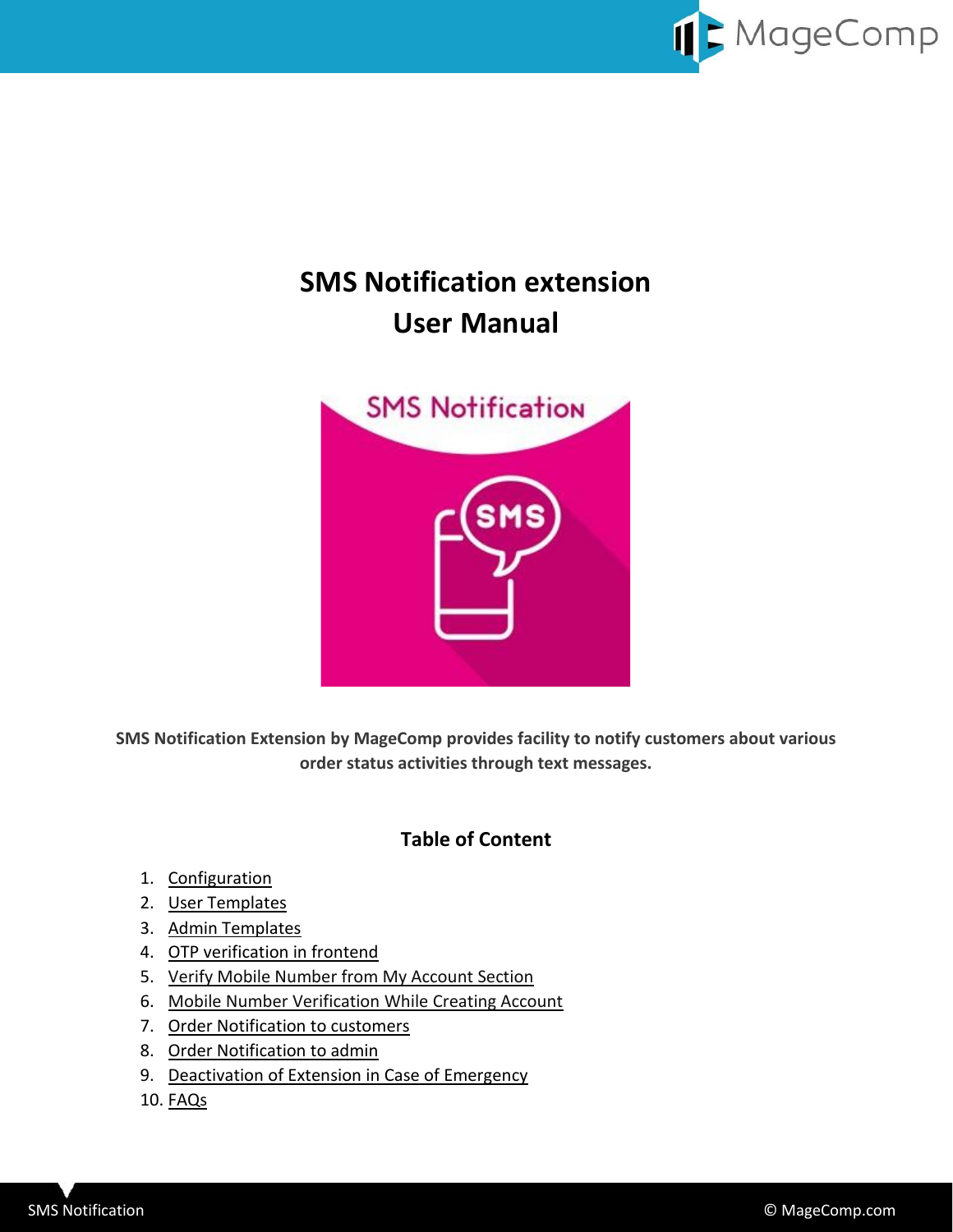# SMS Notification extension
# User Manual

**SMS Notification Extension by MageComp provides facility to notify customers about various order status activities through text messages.**

## Table of Content

1. Configuration
2. User Templates
3. Admin Templates
4. OTP verification in frontend
5. Verify Mobile Number from My Account Section
6. Mobile Number Verification While Creating Account
7. Order Notification to customers
8. Order Notification to admin
9. Deactivation of Extension in Case of Emergency
10. FAQs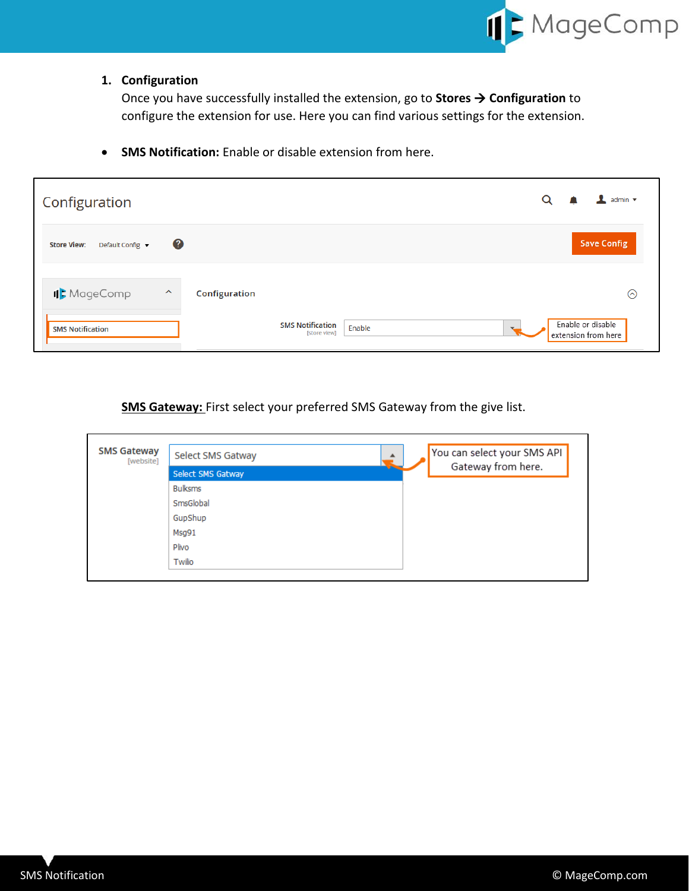1. **Configuration**

   Once you have successfully installed the extension, go to **Stores → Configuration** to configure the extension for use. Here you can find various settings for the extension.

- **SMS Notification:** Enable or disable extension from here.

**SMS Gateway:** First select your preferred SMS Gateway from the give list.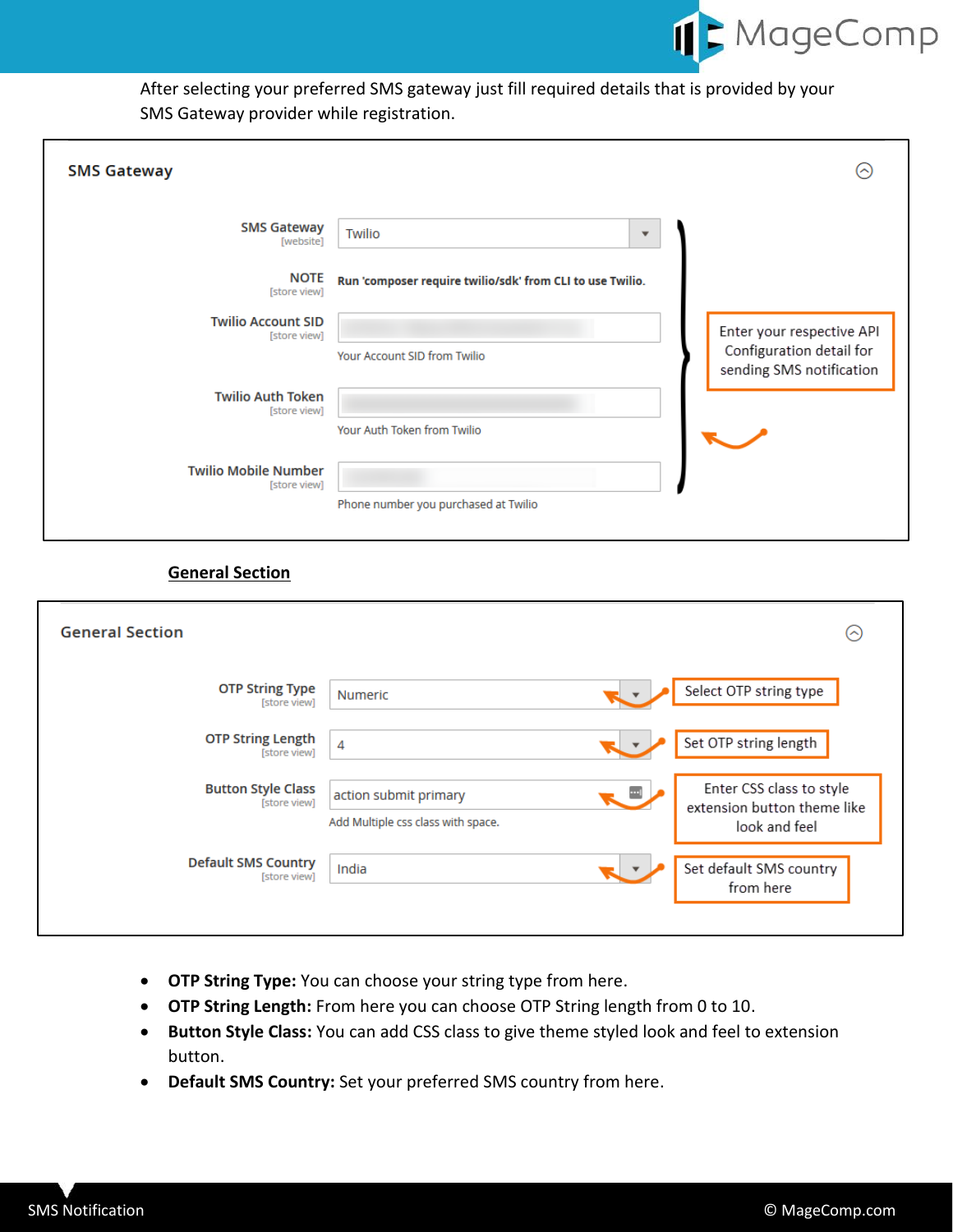After selecting your preferred SMS gateway just fill required details that is provided by your SMS Gateway provider while registration.

**SMS Gateway**

| Field | Value |
| --- | --- |
| SMS Gateway [website] | Twilio |
| NOTE [store view] | Run 'composer require twilio/sdk' from CLI to use Twilio. |
| Twilio Account SID [store view] | Your Account SID from Twilio |
| Twilio Auth Token [store view] | Your Auth Token from Twilio |
| Twilio Mobile Number [store view] | Phone number you purchased at Twilio |

Enter your respective API Configuration detail for sending SMS notification

## General Section

**General Section**

| Field | Value | Note |
| --- | --- | --- |
| OTP String Type [store view] | Numeric | Select OTP string type |
| OTP String Length [store view] | 4 | Set OTP string length |
| Button Style Class [store view] | action submit primary (Add Multiple css class with space.) | Enter CSS class to style extension button theme like look and feel |
| Default SMS Country [store view] | India | Set default SMS country from here |

- **OTP String Type:** You can choose your string type from here.
- **OTP String Length:** From here you can choose OTP String length from 0 to 10.
- **Button Style Class:** You can add CSS class to give theme styled look and feel to extension button.
- **Default SMS Country:** Set your preferred SMS country from here.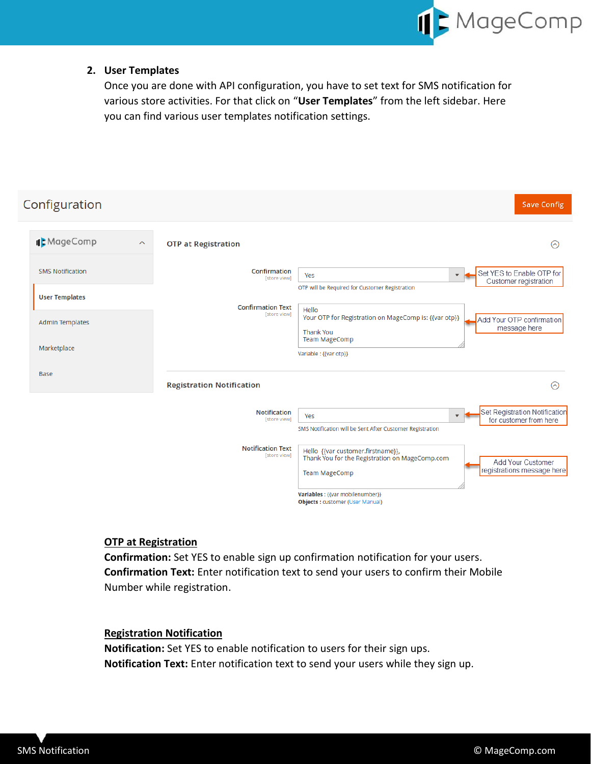2. **User Templates**

Once you are done with API configuration, you have to set text for SMS notification for various store activities. For that click on "**User Templates**" from the left sidebar. Here you can find various user templates notification settings.

Configuration

Save Config

MageComp

- SMS Notification
- User Templates
- Admin Templates
- Marketplace
- Base

OTP at Registration

Confirmation [store view]: Yes — Set YES to Enable OTP for Customer registration

OTP will be Required for Customer Registration

Confirmation Text [store view]:

Hello
Your OTP for Registration on MageComp is: {{var otp}}

Thank You
Team MageComp

— Add Your OTP confirmation message here

Variable : {{var otp}}

Registration Notification

Notification [store view]: Yes — Set Registration Notification for customer from here

SMS Notification will be Sent After Customer Registration

Notification Text [store view]:

Hello {{var customer.firstname}},
Thank You for the Registration on MageComp.com

Team MageComp

— Add Your Customer registrations message here

Variables : {{var mobilenumber}}
Objects : customer (User Manual)

<u>**OTP at Registration**</u>

**Confirmation:** Set YES to enable sign up confirmation notification for your users.
**Confirmation Text:** Enter notification text to send your users to confirm their Mobile Number while registration.

<u>**Registration Notification**</u>

**Notification:** Set YES to enable notification to users for their sign ups.
**Notification Text:** Enter notification text to send your users while they sign up.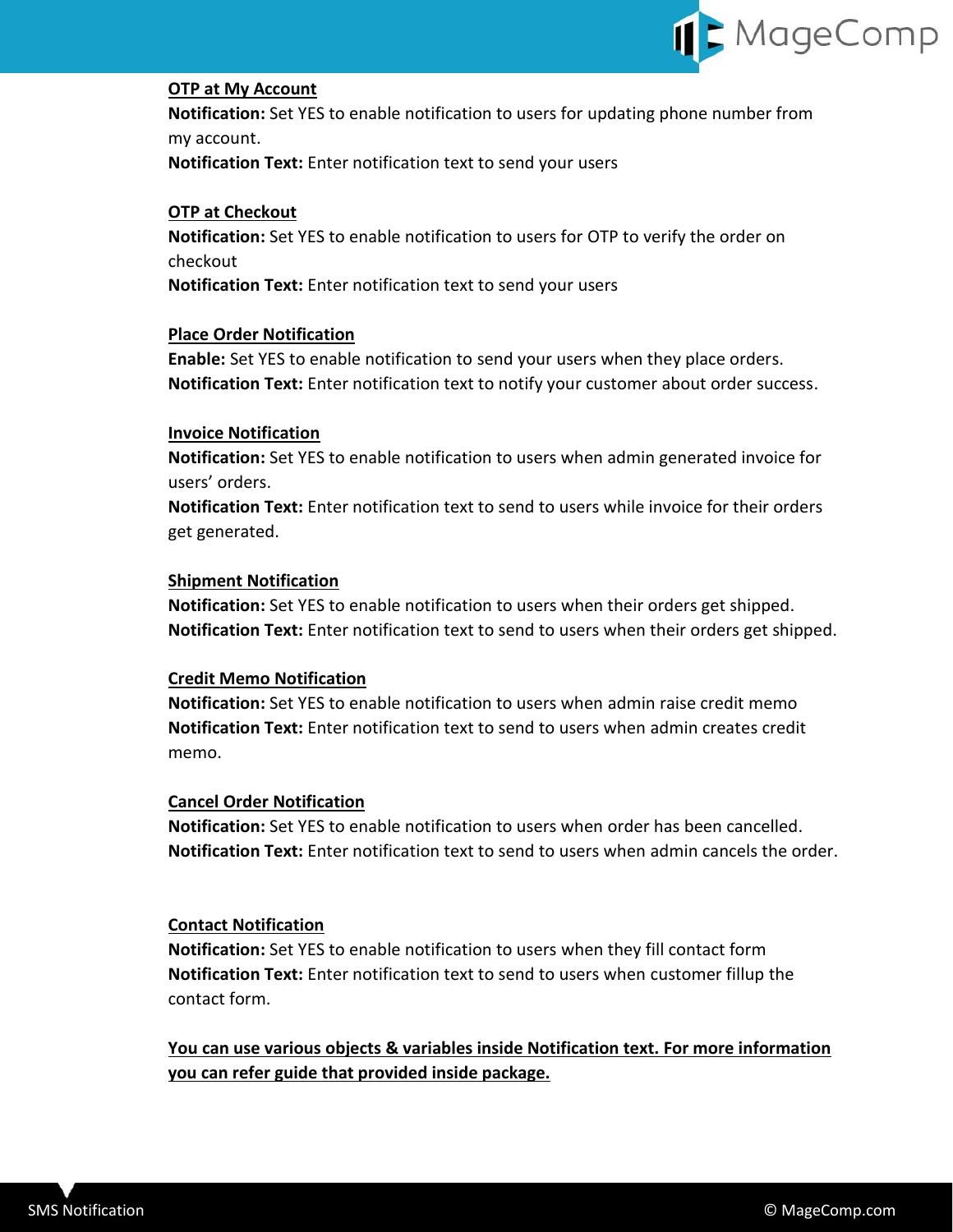**OTP at My Account**

**Notification:** Set YES to enable notification to users for updating phone number from my account.

**Notification Text:** Enter notification text to send your users

**OTP at Checkout**

**Notification:** Set YES to enable notification to users for OTP to verify the order on checkout

**Notification Text:** Enter notification text to send your users

**Place Order Notification**

**Enable:** Set YES to enable notification to send your users when they place orders.

**Notification Text:** Enter notification text to notify your customer about order success.

**Invoice Notification**

**Notification:** Set YES to enable notification to users when admin generated invoice for users' orders.

**Notification Text:** Enter notification text to send to users while invoice for their orders get generated.

**Shipment Notification**

**Notification:** Set YES to enable notification to users when their orders get shipped.

**Notification Text:** Enter notification text to send to users when their orders get shipped.

**Credit Memo Notification**

**Notification:** Set YES to enable notification to users when admin raise credit memo

**Notification Text:** Enter notification text to send to users when admin creates credit memo.

**Cancel Order Notification**

**Notification:** Set YES to enable notification to users when order has been cancelled.

**Notification Text:** Enter notification text to send to users when admin cancels the order.

**Contact Notification**

**Notification:** Set YES to enable notification to users when they fill contact form

**Notification Text:** Enter notification text to send to users when customer fillup the contact form.

**You can use various objects & variables inside Notification text. For more information you can refer guide that provided inside package.**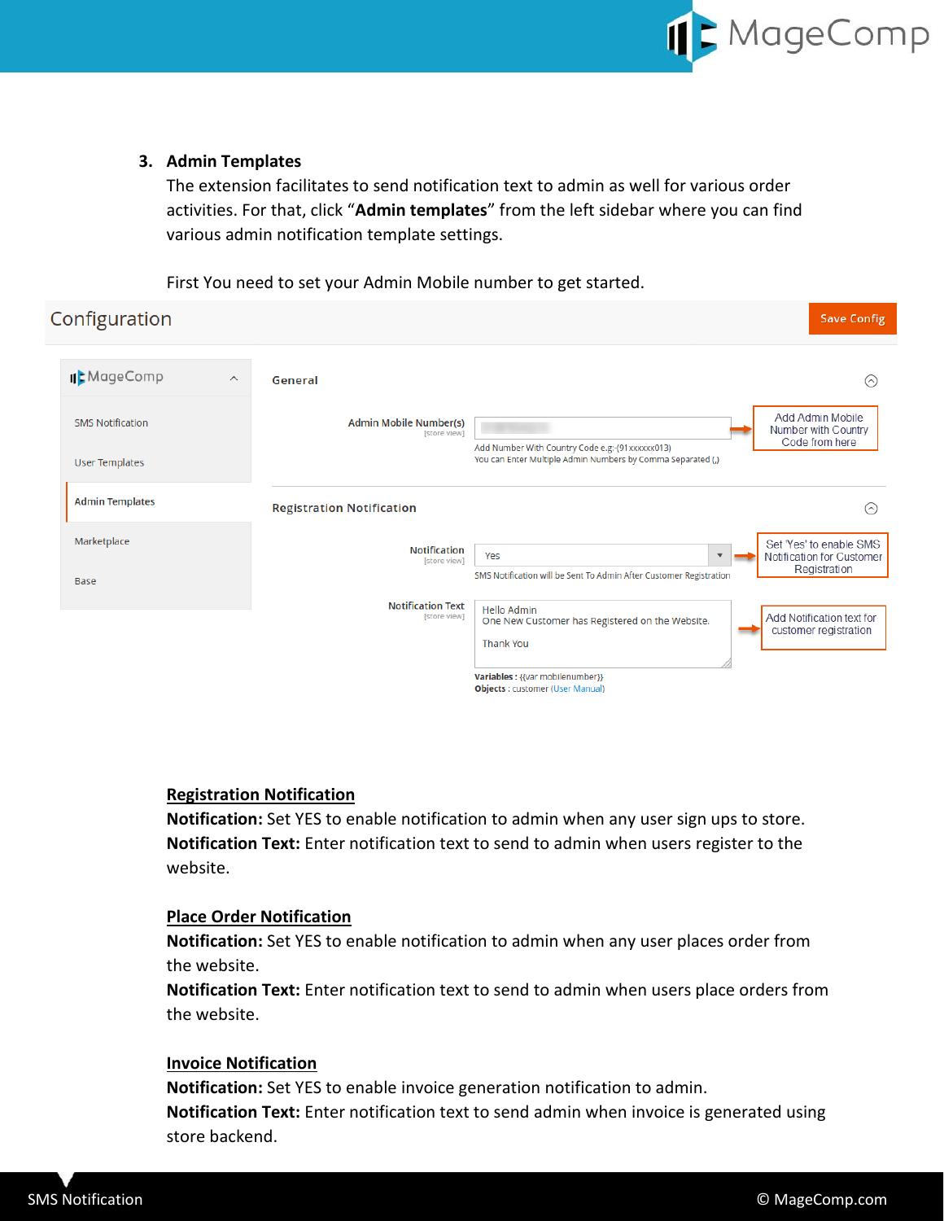### 3. Admin Templates

The extension facilitates to send notification text to admin as well for various order activities. For that, click "**Admin templates**" from the left sidebar where you can find various admin notification template settings.

First You need to set your Admin Mobile number to get started.

Configuration

Save Config

MageComp

- SMS Notification
- User Templates
- Admin Templates
- Marketplace
- Base

General

Admin Mobile Number(s) [store view]

Add Number With Country Code e.g:-{91xxxxxx013}
You can Enter Multiple Admin Numbers by Comma Separated (,)

Add Admin Mobile Number with Country Code from here

Registration Notification

Notification [store view]: Yes

SMS Notification will be Sent To Admin After Customer Registration

Set 'Yes' to enable SMS Notification for Customer Registration

Notification Text [store view]:

Hello Admin
One New Customer has Registered on the Website.

Thank You

Variables : {{var mobilenumber}}
Objects : customer (User Manual)

Add Notification text for customer registration

**Registration Notification**

**Notification:** Set YES to enable notification to admin when any user sign ups to store.
**Notification Text:** Enter notification text to send to admin when users register to the website.

**Place Order Notification**

**Notification:** Set YES to enable notification to admin when any user places order from the website.
**Notification Text:** Enter notification text to send to admin when users place orders from the website.

**Invoice Notification**

**Notification:** Set YES to enable invoice generation notification to admin.
**Notification Text:** Enter notification text to send admin when invoice is generated using store backend.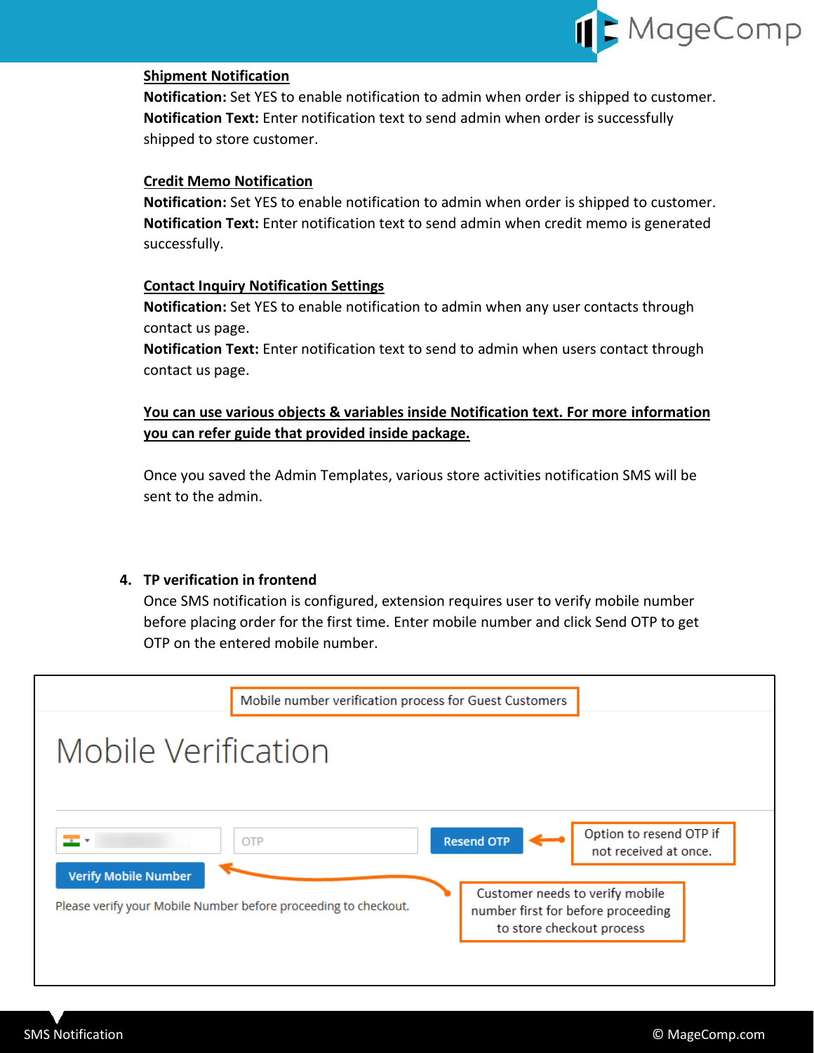**Shipment Notification**

**Notification:** Set YES to enable notification to admin when order is shipped to customer.
**Notification Text:** Enter notification text to send admin when order is successfully shipped to store customer.

**Credit Memo Notification**

**Notification:** Set YES to enable notification to admin when order is shipped to customer.
**Notification Text:** Enter notification text to send admin when credit memo is generated successfully.

**Contact Inquiry Notification Settings**

**Notification:** Set YES to enable notification to admin when any user contacts through contact us page.
**Notification Text:** Enter notification text to send to admin when users contact through contact us page.

**You can use various objects & variables inside Notification text. For more information you can refer guide that provided inside package.**

Once you saved the Admin Templates, various store activities notification SMS will be sent to the admin.

4. **TP verification in frontend**

Once SMS notification is configured, extension requires user to verify mobile number before placing order for the first time. Enter mobile number and click Send OTP to get OTP on the entered mobile number.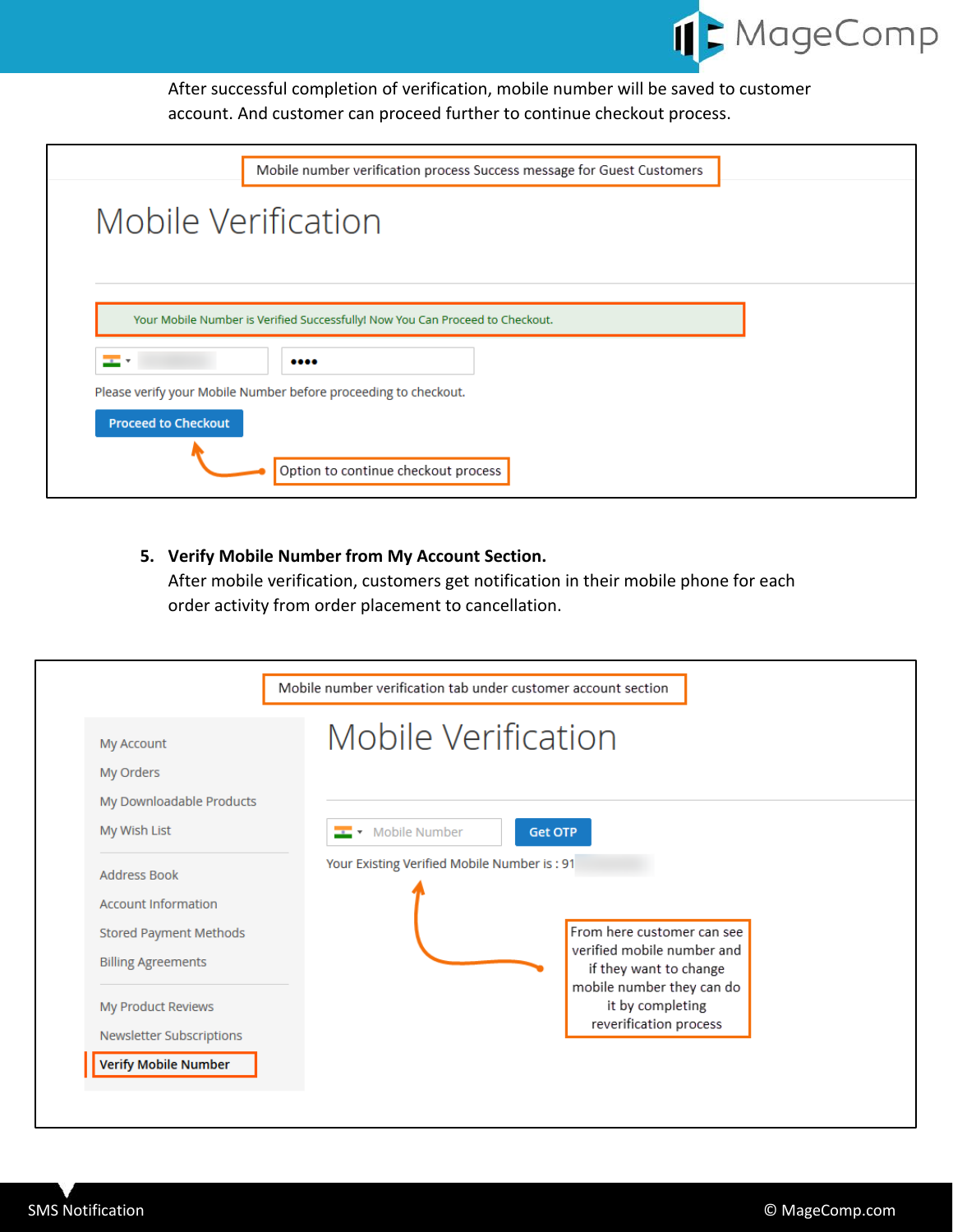After successful completion of verification, mobile number will be saved to customer account. And customer can proceed further to continue checkout process.

Mobile number verification process Success message for Guest Customers

Mobile Verification

Your Mobile Number is Verified Successfully! Now You Can Proceed to Checkout.

Please verify your Mobile Number before proceeding to checkout.

Proceed to Checkout

Option to continue checkout process

5. **Verify Mobile Number from My Account Section.**
   After mobile verification, customers get notification in their mobile phone for each order activity from order placement to cancellation.

Mobile number verification tab under customer account section

- My Account
- My Orders
- My Downloadable Products
- My Wish List
- Address Book
- Account Information
- Stored Payment Methods
- Billing Agreements
- My Product Reviews
- Newsletter Subscriptions
- **Verify Mobile Number**

Mobile Verification

Mobile Number | Get OTP

Your Existing Verified Mobile Number is : 91

From here customer can see verified mobile number and if they want to change mobile number they can do it by completing reverification process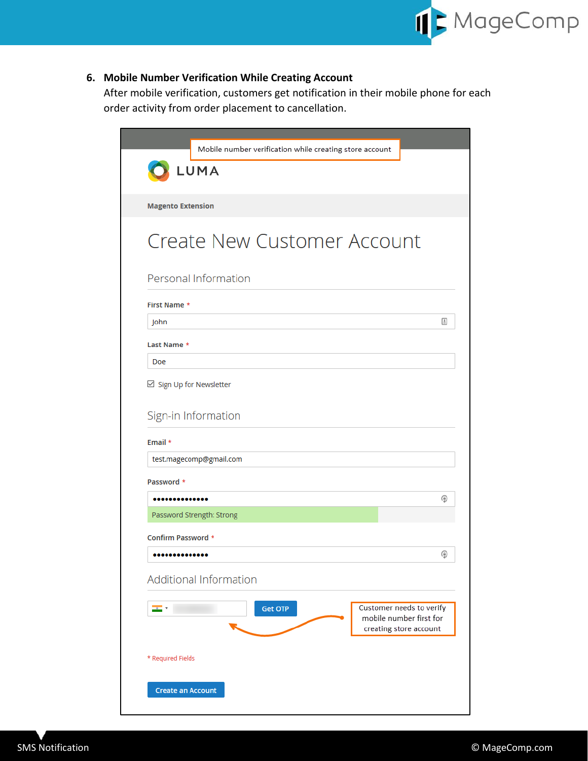6. **Mobile Number Verification While Creating Account**
   After mobile verification, customers get notification in their mobile phone for each order activity from order placement to cancellation.

Mobile number verification while creating store account

LUMA

Magento Extension

# Create New Customer Account

## Personal Information

First Name *

John

Last Name *

Doe

☑ Sign Up for Newsletter

## Sign-in Information

Email *

test.magecomp@gmail.com

Password *

••••••••••••••

Password Strength: Strong

Confirm Password *

••••••••••••••

## Additional Information

Get OTP

Customer needs to verify mobile number first for creating store account

* Required Fields

Create an Account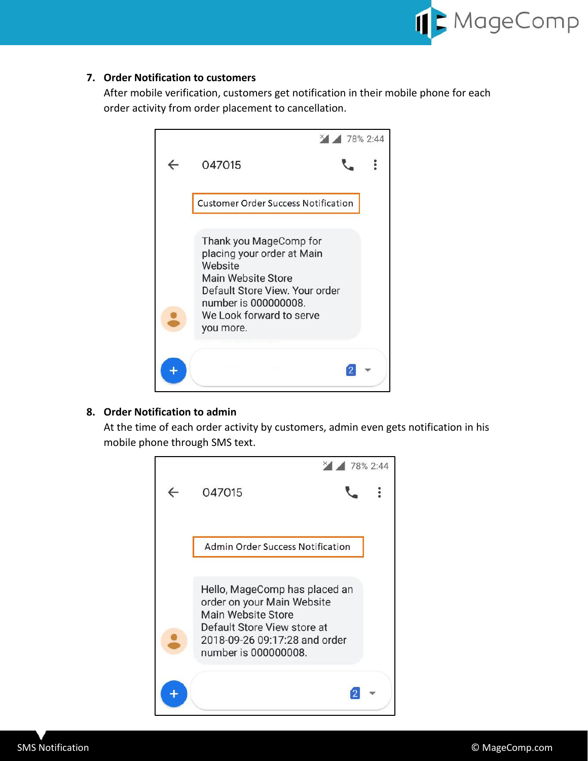7. **Order Notification to customers**
   After mobile verification, customers get notification in their mobile phone for each order activity from order placement to cancellation.

   Customer Order Success Notification

   Thank you MageComp for placing your order at Main Website
   Main Website Store
   Default Store View. Your order number is 000000008.
   We Look forward to serve you more.

8. **Order Notification to admin**
   At the time of each order activity by customers, admin even gets notification in his mobile phone through SMS text.

   Admin Order Success Notification

   Hello, MageComp has placed an order on your Main Website
   Main Website Store
   Default Store View store at 2018-09-26 09:17:28 and order number is 000000008.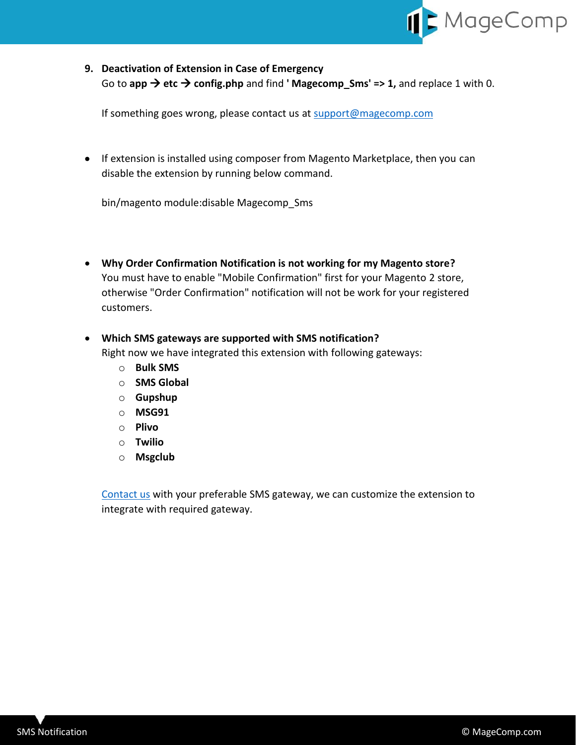9. **Deactivation of Extension in Case of Emergency**
   Go to **app → etc → config.php** and find **' Magecomp_Sms' => 1,** and replace 1 with 0.

   If something goes wrong, please contact us at [support@magecomp.com](mailto:support@magecomp.com)

- If extension is installed using composer from Magento Marketplace, then you can disable the extension by running below command.

  bin/magento module:disable Magecomp_Sms

- **Why Order Confirmation Notification is not working for my Magento store?**
  You must have to enable "Mobile Confirmation" first for your Magento 2 store, otherwise "Order Confirmation" notification will not be work for your registered customers.

- **Which SMS gateways are supported with SMS notification?**
  Right now we have integrated this extension with following gateways:
  - **Bulk SMS**
  - **SMS Global**
  - **Gupshup**
  - **MSG91**
  - **Plivo**
  - **Twilio**
  - **Msgclub**

  Contact us with your preferable SMS gateway, we can customize the extension to integrate with required gateway.